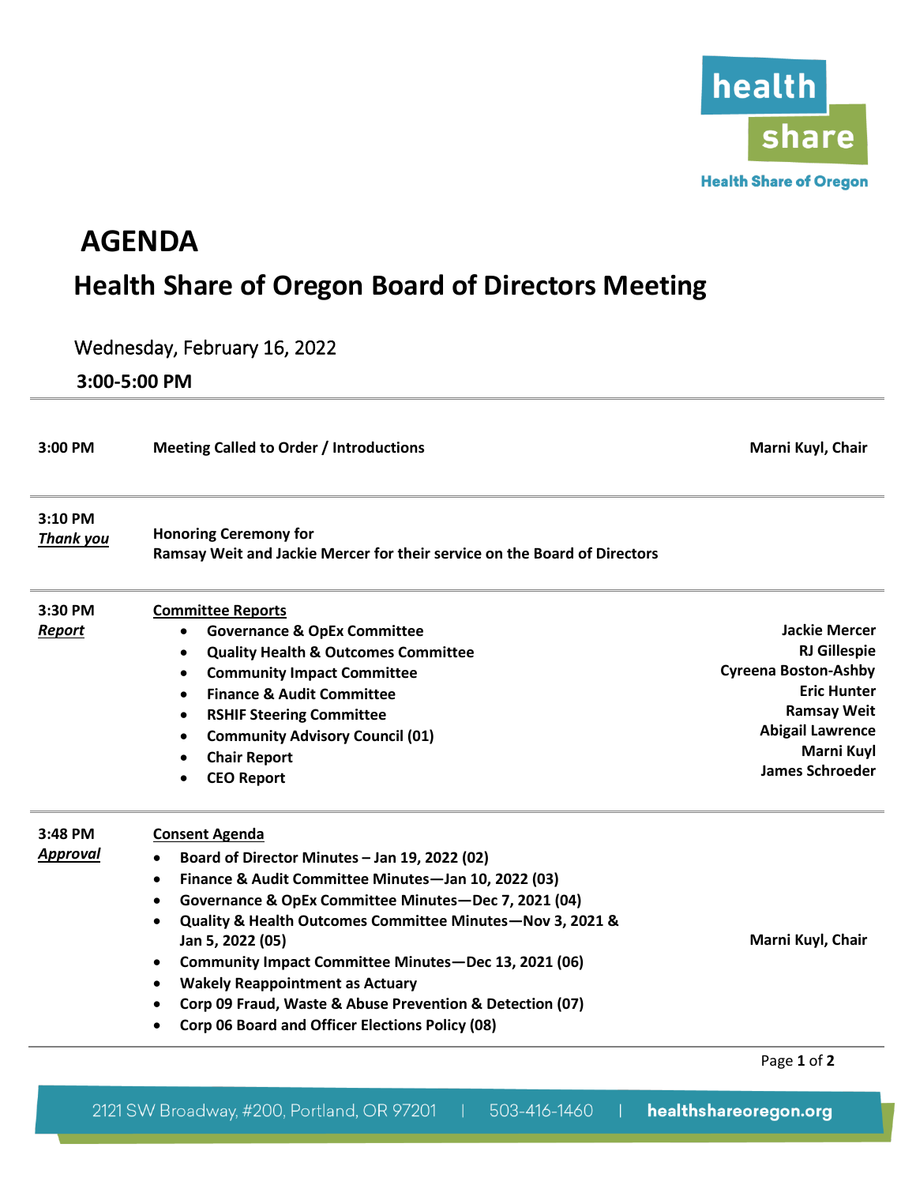# AGENDA

## Health Share of Oregon Board of Directors Meeting

Wednesday, February 16, 2022

**3:00-5:00 PM**

| | | |
|---|---|---|
| **3:00 PM** | **Meeting Called to Order / Introductions** | **Marni Kuyl, Chair** |
| **3:10 PM**<br>***Thank you*** | **Honoring Ceremony for**<br>**Ramsay Weit and Jackie Mercer for their service on the Board of Directors** | |
| **3:30 PM**<br>***Report*** | **Committee Reports**<br>• **Governance & OpEx Committee**<br>• **Quality Health & Outcomes Committee**<br>• **Community Impact Committee**<br>• **Finance & Audit Committee**<br>• **RSHIF Steering Committee**<br>• **Community Advisory Council (01)**<br>• **Chair Report**<br>• **CEO Report** | **Jackie Mercer**<br>**RJ Gillespie**<br>**Cyreena Boston-Ashby**<br>**Eric Hunter**<br>**Ramsay Weit**<br>**Abigail Lawrence**<br>**Marni Kuyl**<br>**James Schroeder** |
| **3:48 PM**<br>***Approval*** | **Consent Agenda**<br>• **Board of Director Minutes – Jan 19, 2022 (02)**<br>• **Finance & Audit Committee Minutes—Jan 10, 2022 (03)**<br>• **Governance & OpEx Committee Minutes—Dec 7, 2021 (04)**<br>• **Quality & Health Outcomes Committee Minutes—Nov 3, 2021 & Jan 5, 2022 (05)**<br>• **Community Impact Committee Minutes—Dec 13, 2021 (06)**<br>• **Wakely Reappointment as Actuary**<br>• **Corp 09 Fraud, Waste & Abuse Prevention & Detection (07)**<br>• **Corp 06 Board and Officer Elections Policy (08)** | **Marni Kuyl, Chair** |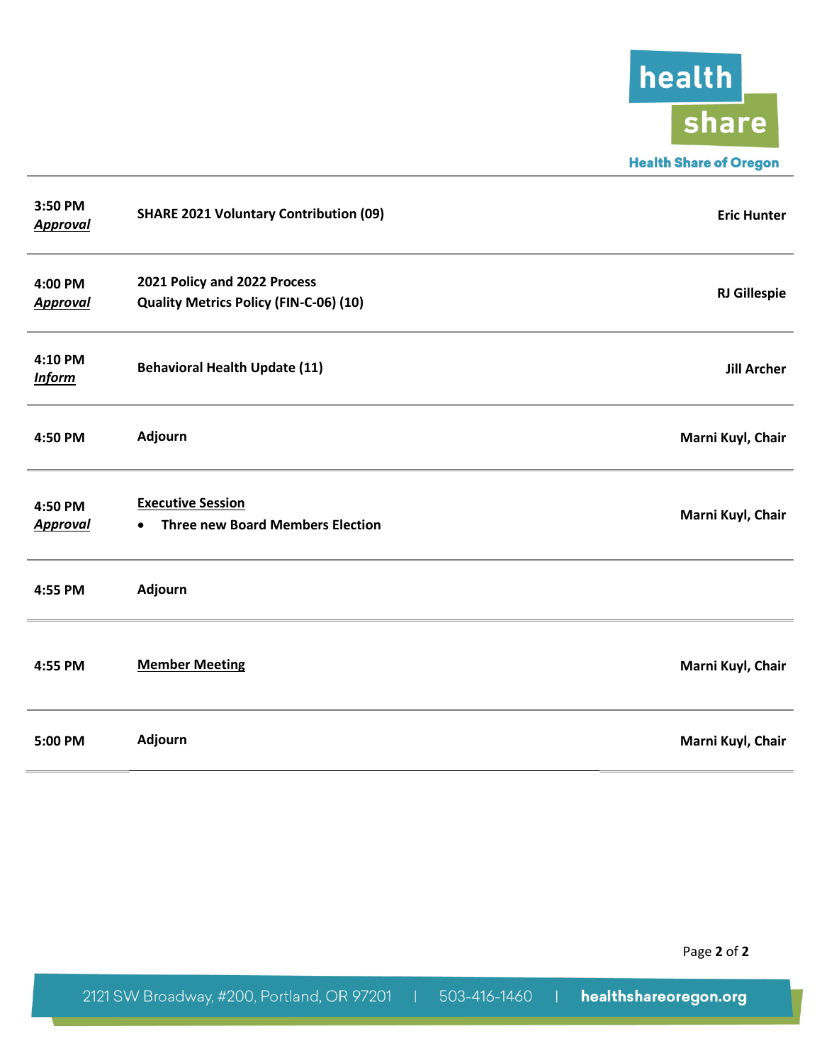| | | |
|---|---|---|
| **3:50 PM**<br>***Approval*** | **SHARE 2021 Voluntary Contribution (09)** | **Eric Hunter** |
| **4:00 PM**<br>***Approval*** | **2021 Policy and 2022 Process**<br>**Quality Metrics Policy (FIN-C-06) (10)** | **RJ Gillespie** |
| **4:10 PM**<br>***Inform*** | **Behavioral Health Update (11)** | **Jill Archer** |
| **4:50 PM** | **Adjourn** | **Marni Kuyl, Chair** |
| **4:50 PM**<br>***Approval*** | **Executive Session**<br>• **Three new Board Members Election** | **Marni Kuyl, Chair** |
| **4:55 PM** | **Adjourn** | |
| **4:55 PM** | **Member Meeting** | **Marni Kuyl, Chair** |
| **5:00 PM** | **Adjourn** | **Marni Kuyl, Chair** |